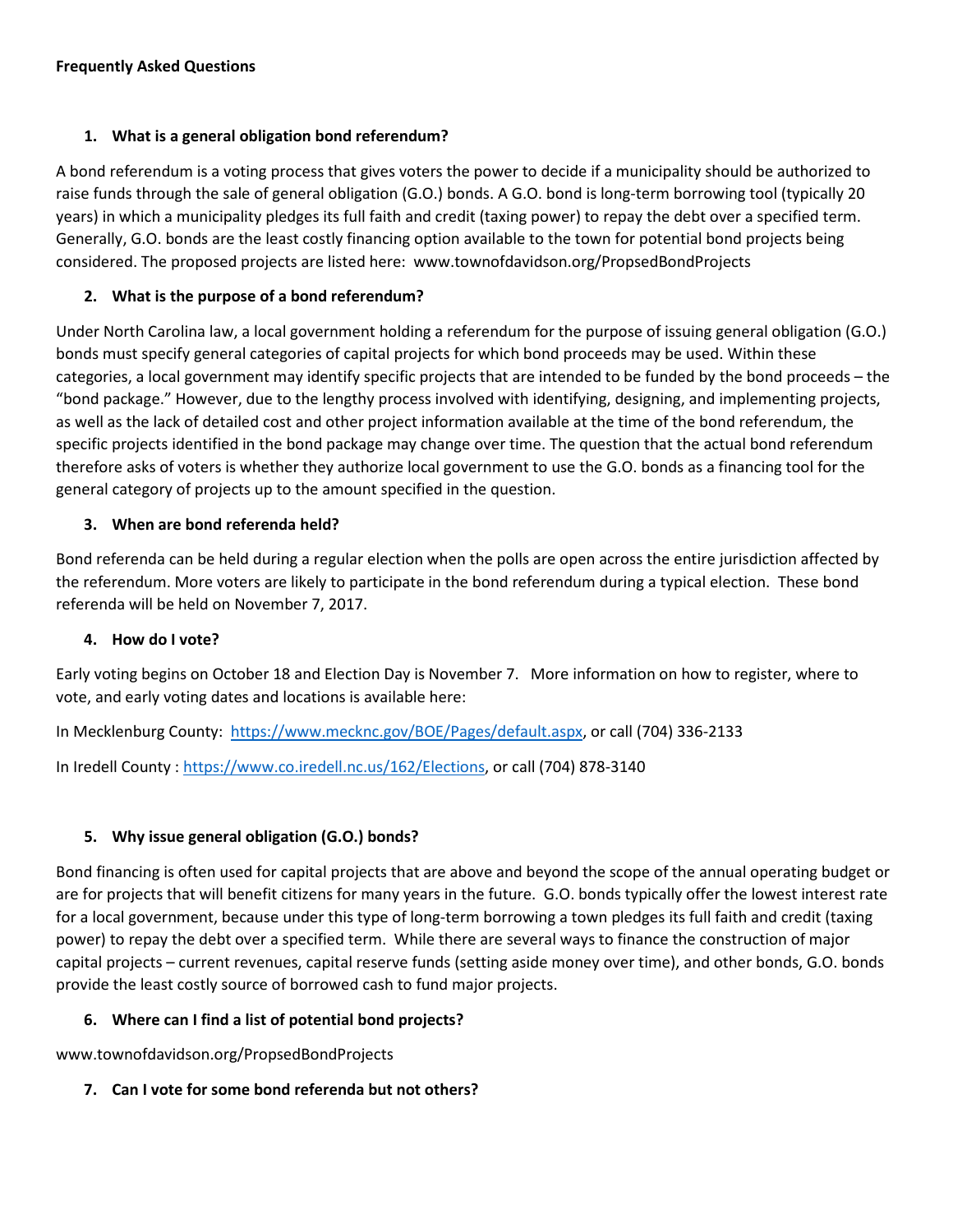**Frequently Asked Questions**

1. **What is a general obligation bond referendum?**

A bond referendum is a voting process that gives voters the power to decide if a municipality should be authorized to raise funds through the sale of general obligation (G.O.) bonds. A G.O. bond is long-term borrowing tool (typically 20 years) in which a municipality pledges its full faith and credit (taxing power) to repay the debt over a specified term. Generally, G.O. bonds are the least costly financing option available to the town for potential bond projects being considered. The proposed projects are listed here: www.townofdavidson.org/PropsedBondProjects

2. **What is the purpose of a bond referendum?**

Under North Carolina law, a local government holding a referendum for the purpose of issuing general obligation (G.O.) bonds must specify general categories of capital projects for which bond proceeds may be used. Within these categories, a local government may identify specific projects that are intended to be funded by the bond proceeds – the "bond package." However, due to the lengthy process involved with identifying, designing, and implementing projects, as well as the lack of detailed cost and other project information available at the time of the bond referendum, the specific projects identified in the bond package may change over time. The question that the actual bond referendum therefore asks of voters is whether they authorize local government to use the G.O. bonds as a financing tool for the general category of projects up to the amount specified in the question.

3. **When are bond referenda held?**

Bond referenda can be held during a regular election when the polls are open across the entire jurisdiction affected by the referendum. More voters are likely to participate in the bond referendum during a typical election. These bond referenda will be held on November 7, 2017.

4. **How do I vote?**

Early voting begins on October 18 and Election Day is November 7. More information on how to register, where to vote, and early voting dates and locations is available here:

In Mecklenburg County: https://www.mecknc.gov/BOE/Pages/default.aspx, or call (704) 336-2133

In Iredell County : https://www.co.iredell.nc.us/162/Elections, or call (704) 878-3140

5. **Why issue general obligation (G.O.) bonds?**

Bond financing is often used for capital projects that are above and beyond the scope of the annual operating budget or are for projects that will benefit citizens for many years in the future. G.O. bonds typically offer the lowest interest rate for a local government, because under this type of long-term borrowing a town pledges its full faith and credit (taxing power) to repay the debt over a specified term. While there are several ways to finance the construction of major capital projects – current revenues, capital reserve funds (setting aside money over time), and other bonds, G.O. bonds provide the least costly source of borrowed cash to fund major projects.

6. **Where can I find a list of potential bond projects?**

www.townofdavidson.org/PropsedBondProjects

7. **Can I vote for some bond referenda but not others?**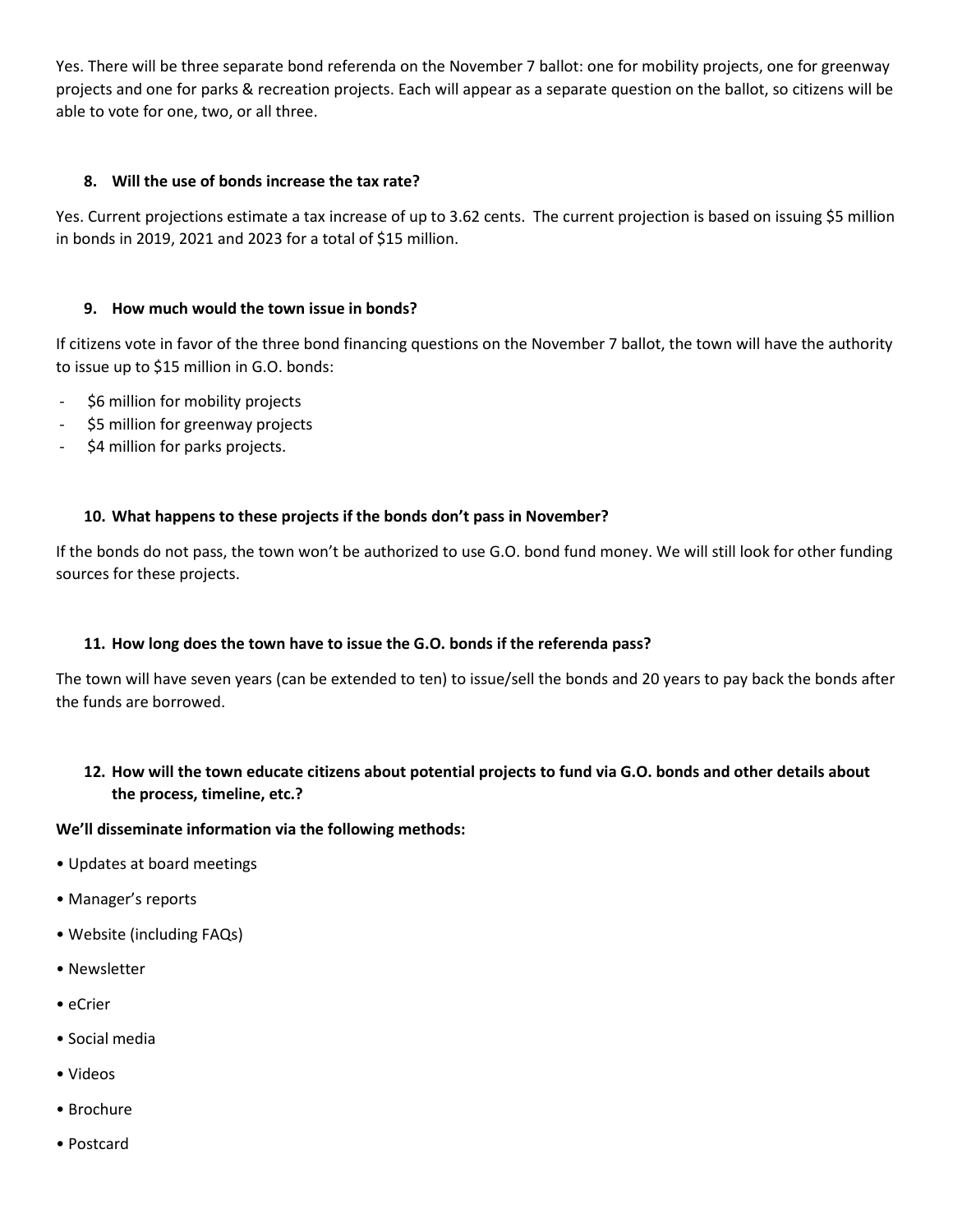Yes. There will be three separate bond referenda on the November 7 ballot: one for mobility projects, one for greenway projects and one for parks & recreation projects. Each will appear as a separate question on the ballot, so citizens will be able to vote for one, two, or all three.

8. **Will the use of bonds increase the tax rate?**

Yes. Current projections estimate a tax increase of up to 3.62 cents. The current projection is based on issuing $5 million in bonds in 2019, 2021 and 2023 for a total of $15 million.

9. **How much would the town issue in bonds?**

If citizens vote in favor of the three bond financing questions on the November 7 ballot, the town will have the authority to issue up to $15 million in G.O. bonds:

- $6 million for mobility projects
- $5 million for greenway projects
- $4 million for parks projects.

10. **What happens to these projects if the bonds don't pass in November?**

If the bonds do not pass, the town won't be authorized to use G.O. bond fund money. We will still look for other funding sources for these projects.

11. **How long does the town have to issue the G.O. bonds if the referenda pass?**

The town will have seven years (can be extended to ten) to issue/sell the bonds and 20 years to pay back the bonds after the funds are borrowed.

12. **How will the town educate citizens about potential projects to fund via G.O. bonds and other details about the process, timeline, etc.?**

**We'll disseminate information via the following methods:**

- Updates at board meetings
- Manager's reports
- Website (including FAQs)
- Newsletter
- eCrier
- Social media
- Videos
- Brochure
- Postcard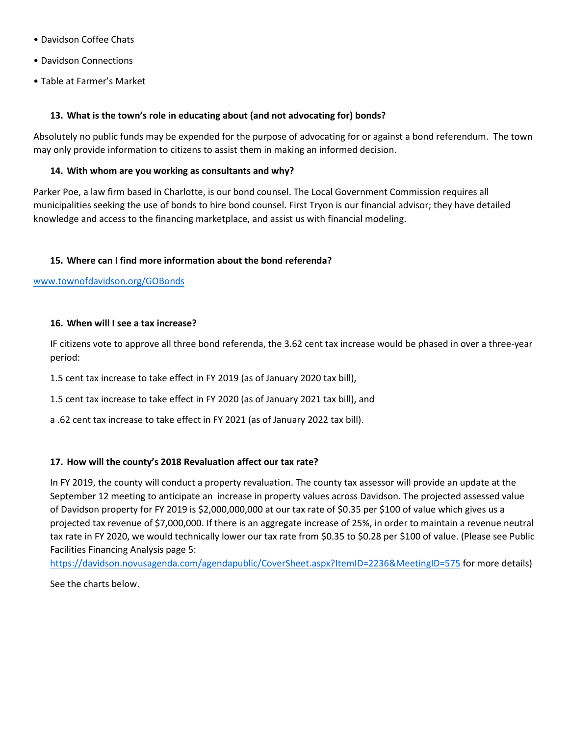- Davidson Coffee Chats
- Davidson Connections
- Table at Farmer's Market

### 13. What is the town's role in educating about (and not advocating for) bonds?

Absolutely no public funds may be expended for the purpose of advocating for or against a bond referendum. The town may only provide information to citizens to assist them in making an informed decision.

### 14. With whom are you working as consultants and why?

Parker Poe, a law firm based in Charlotte, is our bond counsel. The Local Government Commission requires all municipalities seeking the use of bonds to hire bond counsel. First Tryon is our financial advisor; they have detailed knowledge and access to the financing marketplace, and assist us with financial modeling.

### 15. Where can I find more information about the bond referenda?

[www.townofdavidson.org/GOBonds](www.townofdavidson.org/GOBonds)

### 16. When will I see a tax increase?

IF citizens vote to approve all three bond referenda, the 3.62 cent tax increase would be phased in over a three-year period:

1.5 cent tax increase to take effect in FY 2019 (as of January 2020 tax bill),

1.5 cent tax increase to take effect in FY 2020 (as of January 2021 tax bill), and

a .62 cent tax increase to take effect in FY 2021 (as of January 2022 tax bill).

### 17. How will the county's 2018 Revaluation affect our tax rate?

In FY 2019, the county will conduct a property revaluation. The county tax assessor will provide an update at the September 12 meeting to anticipate an increase in property values across Davidson. The projected assessed value of Davidson property for FY 2019 is $2,000,000,000 at our tax rate of $0.35 per $100 of value which gives us a projected tax revenue of $7,000,000. If there is an aggregate increase of 25%, in order to maintain a revenue neutral tax rate in FY 2020, we would technically lower our tax rate from $0.35 to $0.28 per $100 of value. (Please see Public Facilities Financing Analysis page 5: [https://davidson.novusagenda.com/agendapublic/CoverSheet.aspx?ItemID=2236&MeetingID=575](https://davidson.novusagenda.com/agendapublic/CoverSheet.aspx?ItemID=2236&MeetingID=575) for more details)

See the charts below.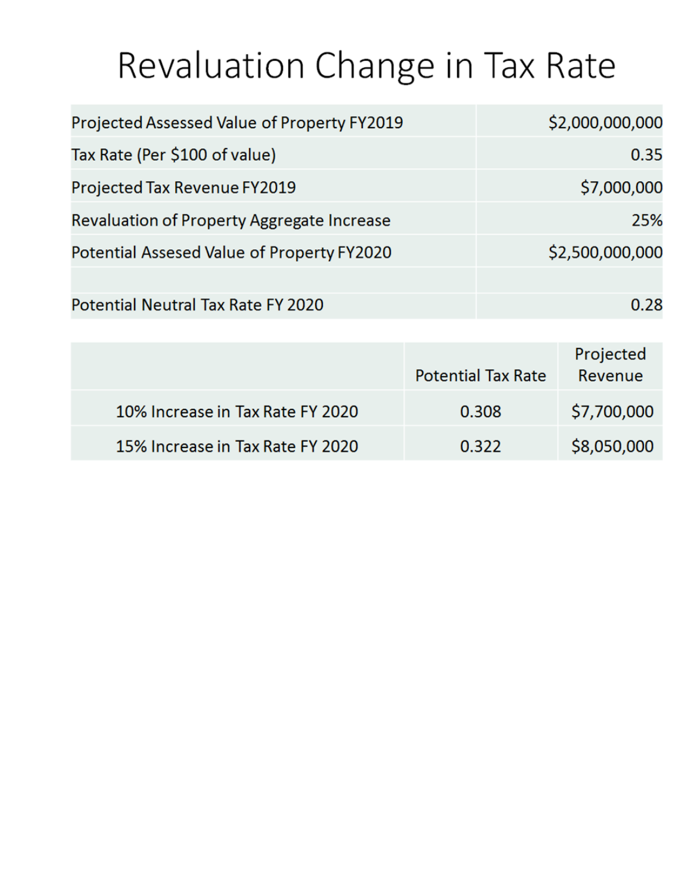# Revaluation Change in Tax Rate

| | |
|---|---:|
| Projected Assessed Value of Property FY2019 | $2,000,000,000 |
| Tax Rate (Per $100 of value) | 0.35 |
| Projected Tax Revenue FY2019 | $7,000,000 |
| Revaluation of Property Aggregate Increase | 25% |
| Potential Assesed Value of Property FY2020 | $2,500,000,000 |
| | |
| Potential Neutral Tax Rate FY 2020 | 0.28 |

| | Potential Tax Rate | Projected Revenue |
|---|---|---|
| 10% Increase in Tax Rate FY 2020 | 0.308 | $7,700,000 |
| 15% Increase in Tax Rate FY 2020 | 0.322 | $8,050,000 |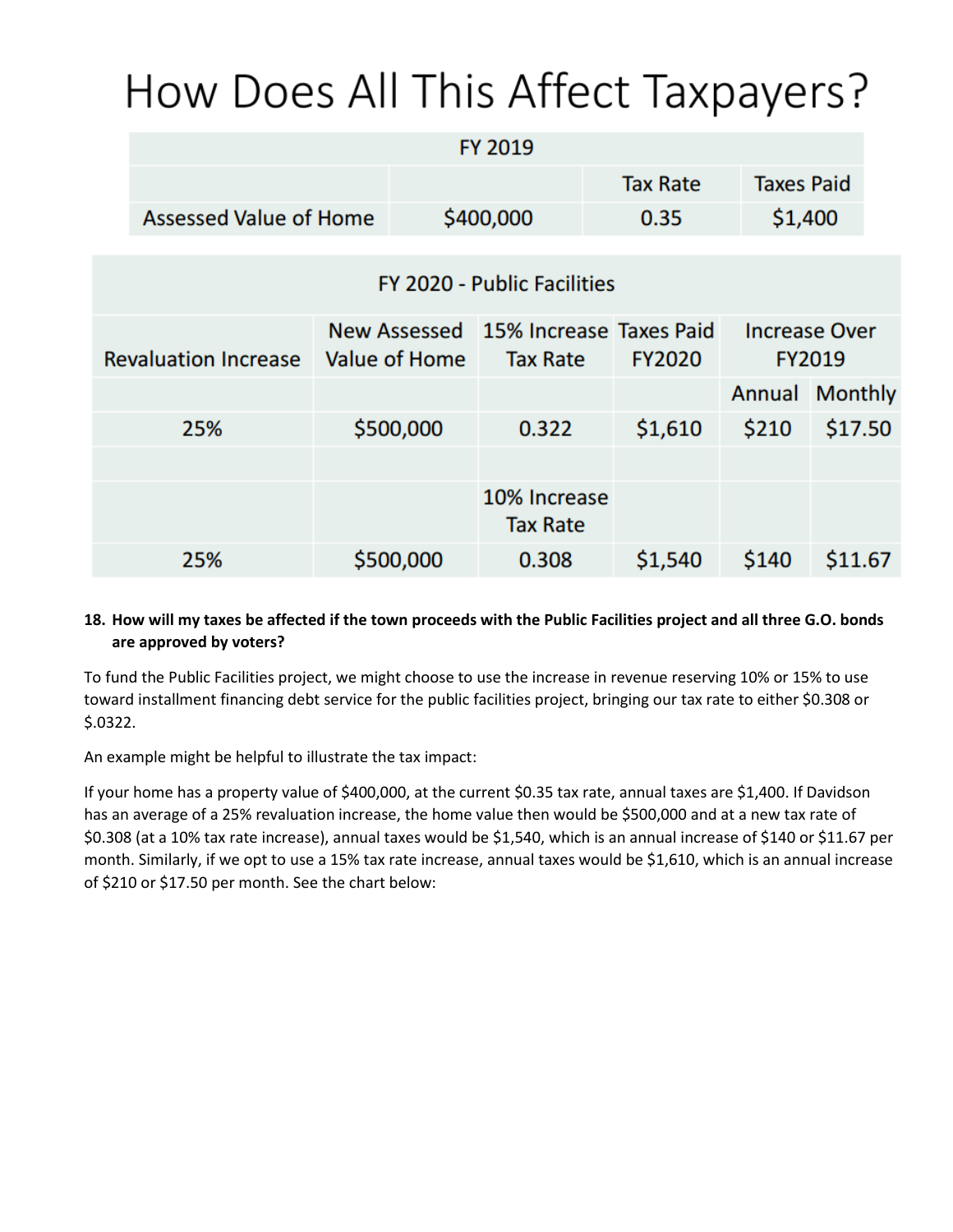# How Does All This Affect Taxpayers?

| FY 2019 | | | |
|---|---|---|---|
| | | Tax Rate | Taxes Paid |
| Assessed Value of Home | $400,000 | 0.35 | $1,400 |

| FY 2020 - Public Facilities | | | | | |
|---|---|---|---|---|---|
| Revaluation Increase | New Assessed Value of Home | 15% Increase Tax Rate | Taxes Paid FY2020 | Increase Over FY2019 | |
| | | | | Annual | Monthly |
| 25% | $500,000 | 0.322 | $1,610 | $210 | $17.50 |
| | | | | | |
| | | 10% Increase Tax Rate | | | |
| 25% | $500,000 | 0.308 | $1,540 | $140 | $11.67 |

**18. How will my taxes be affected if the town proceeds with the Public Facilities project and all three G.O. bonds are approved by voters?**

To fund the Public Facilities project, we might choose to use the increase in revenue reserving 10% or 15% to use toward installment financing debt service for the public facilities project, bringing our tax rate to either $0.308 or $.0322.

An example might be helpful to illustrate the tax impact:

If your home has a property value of $400,000, at the current $0.35 tax rate, annual taxes are $1,400. If Davidson has an average of a 25% revaluation increase, the home value then would be $500,000 and at a new tax rate of $0.308 (at a 10% tax rate increase), annual taxes would be $1,540, which is an annual increase of $140 or $11.67 per month. Similarly, if we opt to use a 15% tax rate increase, annual taxes would be $1,610, which is an annual increase of $210 or $17.50 per month. See the chart below: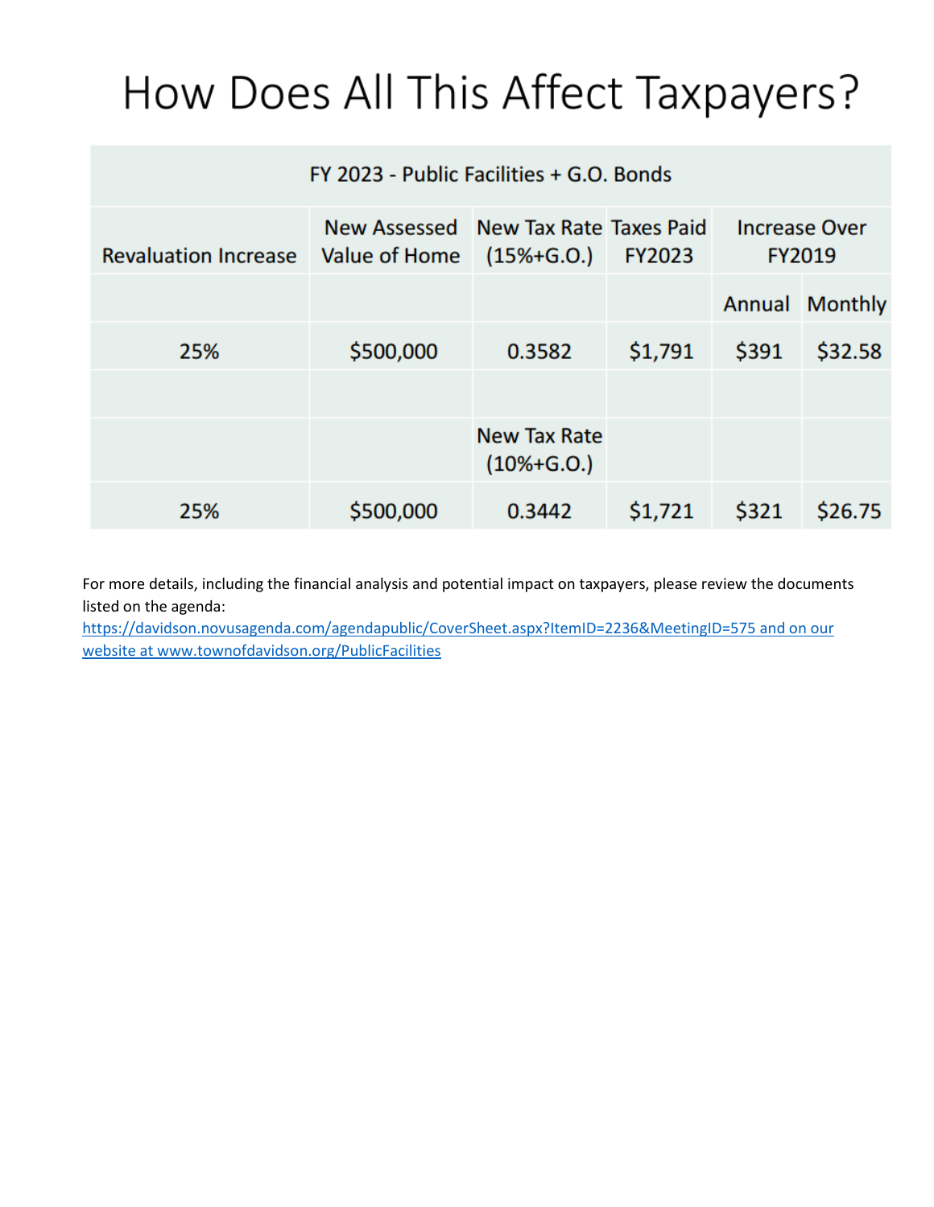# How Does All This Affect Taxpayers?

| FY 2023 - Public Facilities + G.O. Bonds | | | | | |
|---|---|---|---|---|---|
| Revaluation Increase | New Assessed Value of Home | New Tax Rate (15%+G.O.) | Taxes Paid FY2023 | Increase Over FY2019 | |
| | | | | Annual | Monthly |
| 25% | $500,000 | 0.3582 | $1,791 | $391 | $32.58 |
| | | | | | |
| | | New Tax Rate (10%+G.O.) | | | |
| 25% | $500,000 | 0.3442 | $1,721 | $321 | $26.75 |

For more details, including the financial analysis and potential impact on taxpayers, please review the documents listed on the agenda:
https://davidson.novusagenda.com/agendapublic/CoverSheet.aspx?ItemID=2236&MeetingID=575 and on our website at www.townofdavidson.org/PublicFacilities